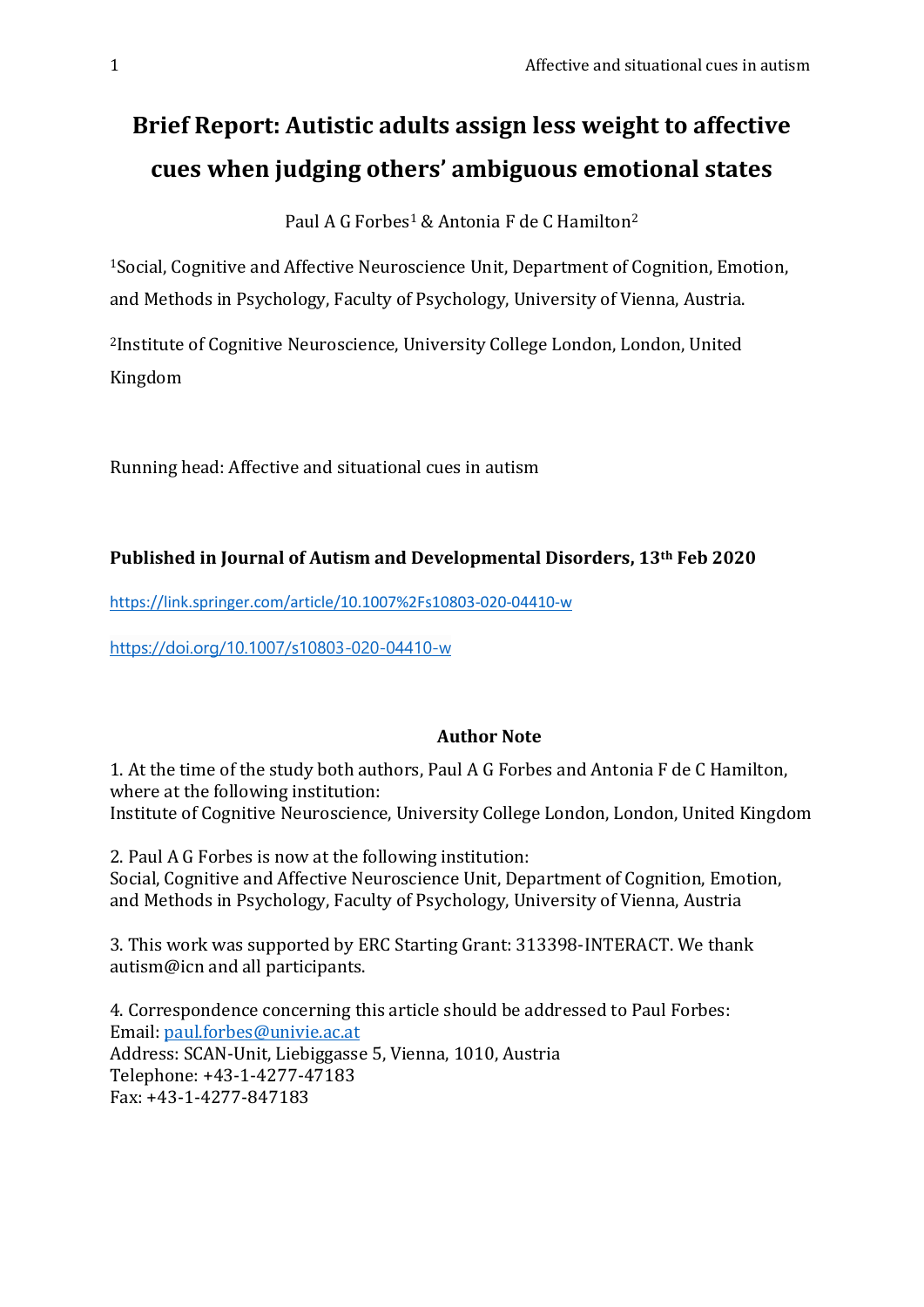# Brief Report: Autistic adults assign less weight to affective cues when judging others' ambiguous emotional states

Paul A G Forbes[1] & Antonia F de C Hamilton[2]

[1]Social, Cognitive and Affective Neuroscience Unit, Department of Cognition, Emotion, and Methods in Psychology, Faculty of Psychology, University of Vienna, Austria.

[2]Institute of Cognitive Neuroscience, University College London, London, United Kingdom

Running head: Affective and situational cues in autism

**Published in Journal of Autism and Developmental Disorders, 13th Feb 2020**

https://link.springer.com/article/10.1007%2Fs10803-020-04410-w

https://doi.org/10.1007/s10803-020-04410-w

**Author Note**

1. At the time of the study both authors, Paul A G Forbes and Antonia F de C Hamilton, where at the following institution:
Institute of Cognitive Neuroscience, University College London, London, United Kingdom

2. Paul A G Forbes is now at the following institution:
Social, Cognitive and Affective Neuroscience Unit, Department of Cognition, Emotion, and Methods in Psychology, Faculty of Psychology, University of Vienna, Austria

3. This work was supported by ERC Starting Grant: 313398-INTERACT. We thank autism@icn and all participants.

4. Correspondence concerning this article should be addressed to Paul Forbes:
Email: paul.forbes@univie.ac.at
Address: SCAN-Unit, Liebiggasse 5, Vienna, 1010, Austria
Telephone: +43-1-4277-47183
Fax: +43-1-4277-847183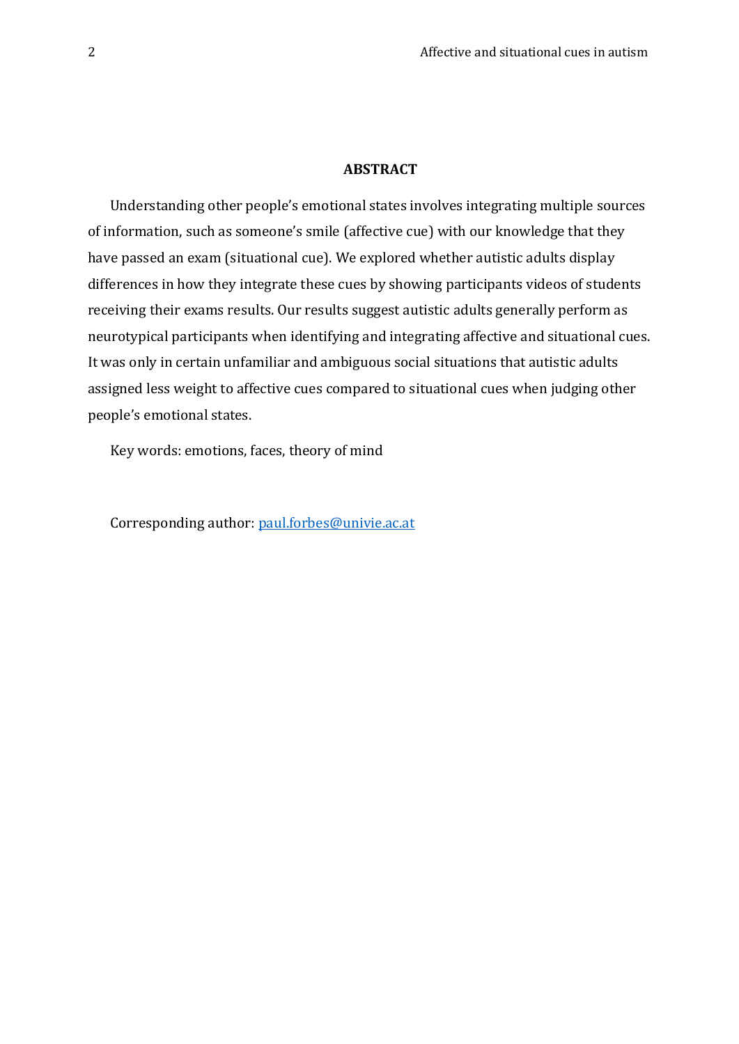## ABSTRACT

Understanding other people's emotional states involves integrating multiple sources of information, such as someone's smile (affective cue) with our knowledge that they have passed an exam (situational cue). We explored whether autistic adults display differences in how they integrate these cues by showing participants videos of students receiving their exams results. Our results suggest autistic adults generally perform as neurotypical participants when identifying and integrating affective and situational cues. It was only in certain unfamiliar and ambiguous social situations that autistic adults assigned less weight to affective cues compared to situational cues when judging other people's emotional states.

Key words: emotions, faces, theory of mind

Corresponding author: paul.forbes@univie.ac.at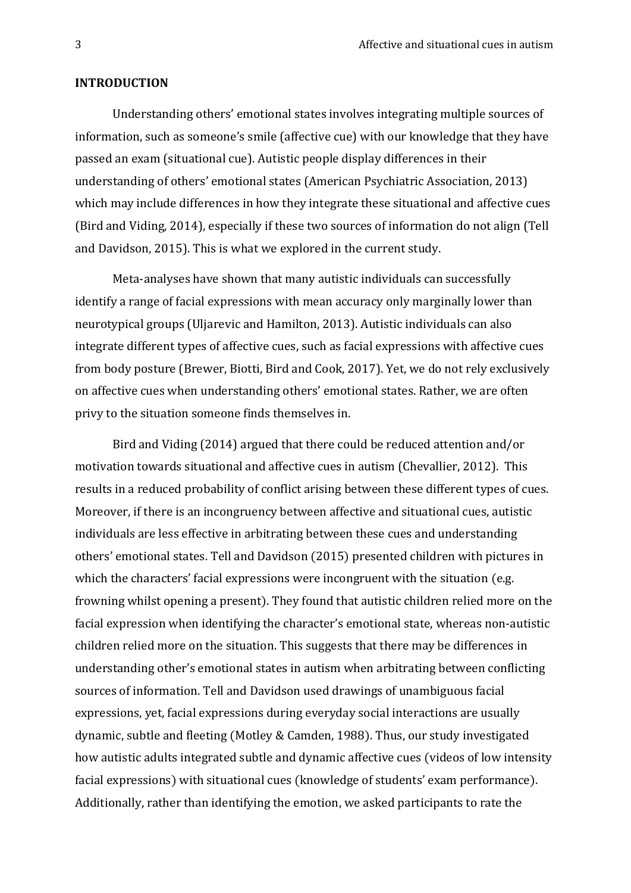**INTRODUCTION**

Understanding others' emotional states involves integrating multiple sources of information, such as someone's smile (affective cue) with our knowledge that they have passed an exam (situational cue). Autistic people display differences in their understanding of others' emotional states (American Psychiatric Association, 2013) which may include differences in how they integrate these situational and affective cues (Bird and Viding, 2014), especially if these two sources of information do not align (Tell and Davidson, 2015). This is what we explored in the current study.

Meta-analyses have shown that many autistic individuals can successfully identify a range of facial expressions with mean accuracy only marginally lower than neurotypical groups (Uljarevic and Hamilton, 2013). Autistic individuals can also integrate different types of affective cues, such as facial expressions with affective cues from body posture (Brewer, Biotti, Bird and Cook, 2017). Yet, we do not rely exclusively on affective cues when understanding others' emotional states. Rather, we are often privy to the situation someone finds themselves in.

Bird and Viding (2014) argued that there could be reduced attention and/or motivation towards situational and affective cues in autism (Chevallier, 2012). This results in a reduced probability of conflict arising between these different types of cues. Moreover, if there is an incongruency between affective and situational cues, autistic individuals are less effective in arbitrating between these cues and understanding others' emotional states. Tell and Davidson (2015) presented children with pictures in which the characters' facial expressions were incongruent with the situation (e.g. frowning whilst opening a present). They found that autistic children relied more on the facial expression when identifying the character's emotional state, whereas non-autistic children relied more on the situation. This suggests that there may be differences in understanding other's emotional states in autism when arbitrating between conflicting sources of information. Tell and Davidson used drawings of unambiguous facial expressions, yet, facial expressions during everyday social interactions are usually dynamic, subtle and fleeting (Motley & Camden, 1988). Thus, our study investigated how autistic adults integrated subtle and dynamic affective cues (videos of low intensity facial expressions) with situational cues (knowledge of students' exam performance). Additionally, rather than identifying the emotion, we asked participants to rate the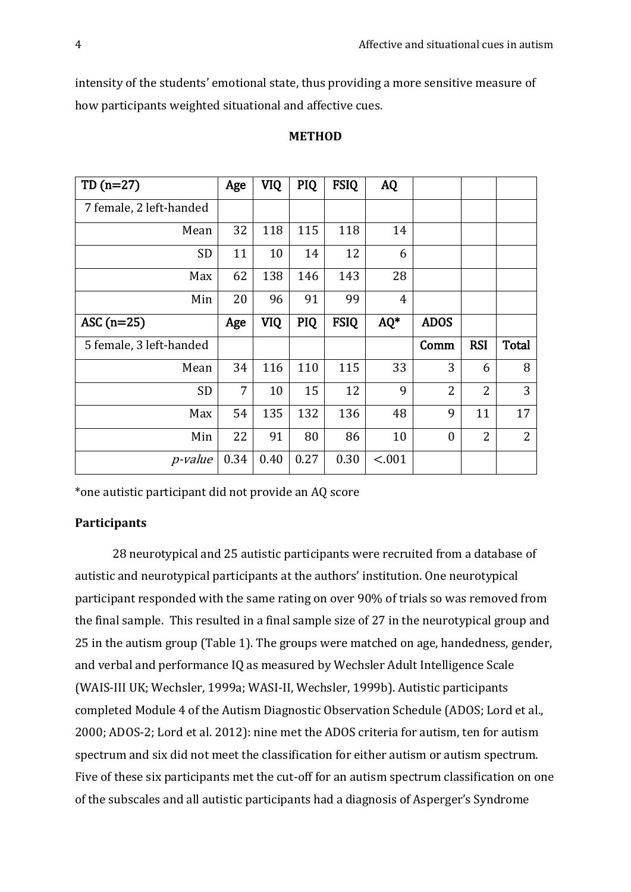intensity of the students' emotional state, thus providing a more sensitive measure of how participants weighted situational and affective cues.

## METHOD

| TD (n=27) | Age | VIQ | PIQ | FSIQ | AQ | | | |
|---|---|---|---|---|---|---|---|---|
| 7 female, 2 left-handed | | | | | | | | |
| Mean | 32 | 118 | 115 | 118 | 14 | | | |
| SD | 11 | 10 | 14 | 12 | 6 | | | |
| Max | 62 | 138 | 146 | 143 | 28 | | | |
| Min | 20 | 96 | 91 | 99 | 4 | | | |
| **ASC (n=25)** | **Age** | **VIQ** | **PIQ** | **FSIQ** | **AQ*** | **ADOS** | | |
| 5 female, 3 left-handed | | | | | | **Comm** | **RSI** | **Total** |
| Mean | 34 | 116 | 110 | 115 | 33 | 3 | 6 | 8 |
| SD | 7 | 10 | 15 | 12 | 9 | 2 | 2 | 3 |
| Max | 54 | 135 | 132 | 136 | 48 | 9 | 11 | 17 |
| Min | 22 | 91 | 80 | 86 | 10 | 0 | 2 | 2 |
| *p-value* | 0.34 | 0.40 | 0.27 | 0.30 | <.001 | | | |

*one autistic participant did not provide an AQ score

### Participants

28 neurotypical and 25 autistic participants were recruited from a database of autistic and neurotypical participants at the authors' institution. One neurotypical participant responded with the same rating on over 90% of trials so was removed from the final sample. This resulted in a final sample size of 27 in the neurotypical group and 25 in the autism group (Table 1). The groups were matched on age, handedness, gender, and verbal and performance IQ as measured by Wechsler Adult Intelligence Scale (WAIS-III UK; Wechsler, 1999a; WASI-II, Wechsler, 1999b). Autistic participants completed Module 4 of the Autism Diagnostic Observation Schedule (ADOS; Lord et al., 2000; ADOS-2; Lord et al. 2012): nine met the ADOS criteria for autism, ten for autism spectrum and six did not meet the classification for either autism or autism spectrum. Five of these six participants met the cut-off for an autism spectrum classification on one of the subscales and all autistic participants had a diagnosis of Asperger's Syndrome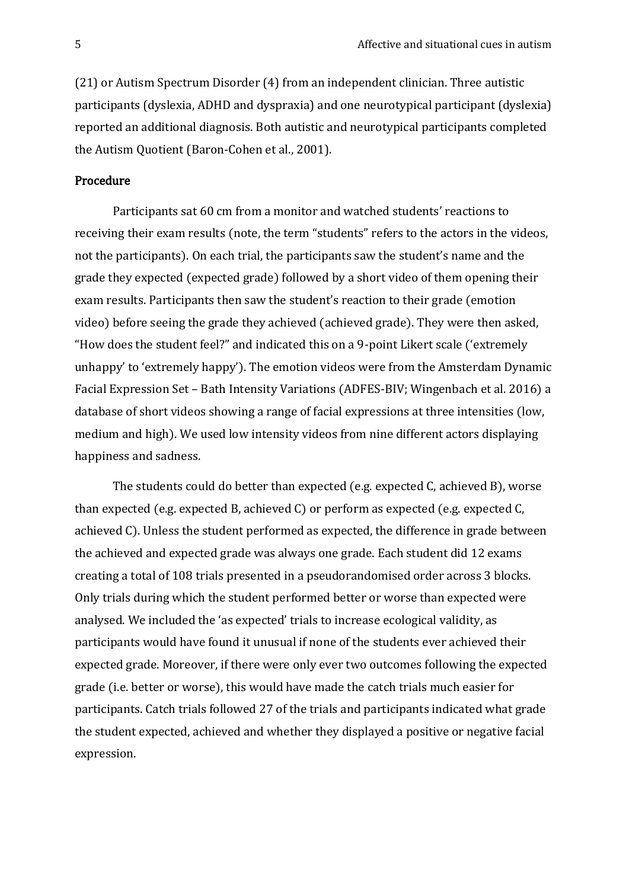(21) or Autism Spectrum Disorder (4) from an independent clinician. Three autistic participants (dyslexia, ADHD and dyspraxia) and one neurotypical participant (dyslexia) reported an additional diagnosis. Both autistic and neurotypical participants completed the Autism Quotient (Baron-Cohen et al., 2001).

## Procedure

Participants sat 60 cm from a monitor and watched students' reactions to receiving their exam results (note, the term "students" refers to the actors in the videos, not the participants). On each trial, the participants saw the student's name and the grade they expected (expected grade) followed by a short video of them opening their exam results. Participants then saw the student's reaction to their grade (emotion video) before seeing the grade they achieved (achieved grade). They were then asked, "How does the student feel?" and indicated this on a 9-point Likert scale ('extremely unhappy' to 'extremely happy'). The emotion videos were from the Amsterdam Dynamic Facial Expression Set – Bath Intensity Variations (ADFES-BIV; Wingenbach et al. 2016) a database of short videos showing a range of facial expressions at three intensities (low, medium and high). We used low intensity videos from nine different actors displaying happiness and sadness.

The students could do better than expected (e.g. expected C, achieved B), worse than expected (e.g. expected B, achieved C) or perform as expected (e.g. expected C, achieved C). Unless the student performed as expected, the difference in grade between the achieved and expected grade was always one grade. Each student did 12 exams creating a total of 108 trials presented in a pseudorandomised order across 3 blocks. Only trials during which the student performed better or worse than expected were analysed. We included the 'as expected' trials to increase ecological validity, as participants would have found it unusual if none of the students ever achieved their expected grade. Moreover, if there were only ever two outcomes following the expected grade (i.e. better or worse), this would have made the catch trials much easier for participants. Catch trials followed 27 of the trials and participants indicated what grade the student expected, achieved and whether they displayed a positive or negative facial expression.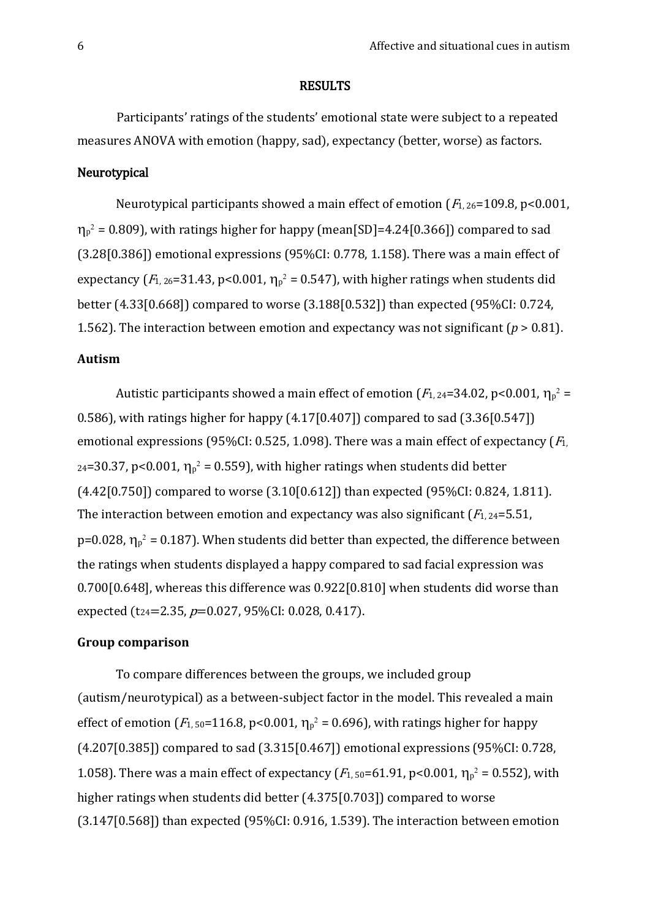## RESULTS

Participants' ratings of the students' emotional state were subject to a repeated measures ANOVA with emotion (happy, sad), expectancy (better, worse) as factors.

### Neurotypical

Neurotypical participants showed a main effect of emotion ($F_{1, 26}$=109.8, p<0.001, $\eta_p^2$ = 0.809), with ratings higher for happy (mean[SD]=4.24[0.366]) compared to sad (3.28[0.386]) emotional expressions (95%CI: 0.778, 1.158). There was a main effect of expectancy ($F_{1, 26}$=31.43, p<0.001, $\eta_p^2$ = 0.547), with higher ratings when students did better (4.33[0.668]) compared to worse (3.188[0.532]) than expected (95%CI: 0.724, 1.562). The interaction between emotion and expectancy was not significant (*p* > 0.81).

### Autism

Autistic participants showed a main effect of emotion ($F_{1, 24}$=34.02, p<0.001, $\eta_p^2$ = 0.586), with ratings higher for happy (4.17[0.407]) compared to sad (3.36[0.547]) emotional expressions (95%CI: 0.525, 1.098). There was a main effect of expectancy ($F_{1, 24}$=30.37, p<0.001, $\eta_p^2$ = 0.559), with higher ratings when students did better (4.42[0.750]) compared to worse (3.10[0.612]) than expected (95%CI: 0.824, 1.811). The interaction between emotion and expectancy was also significant ($F_{1, 24}$=5.51, p=0.028, $\eta_p^2$ = 0.187). When students did better than expected, the difference between the ratings when students displayed a happy compared to sad facial expression was 0.700[0.648], whereas this difference was 0.922[0.810] when students did worse than expected ($t_{24}$=2.35, *p*=0.027, 95%CI: 0.028, 0.417).

### Group comparison

To compare differences between the groups, we included group (autism/neurotypical) as a between-subject factor in the model. This revealed a main effect of emotion ($F_{1, 50}$=116.8, p<0.001, $\eta_p^2$ = 0.696), with ratings higher for happy (4.207[0.385]) compared to sad (3.315[0.467]) emotional expressions (95%CI: 0.728, 1.058). There was a main effect of expectancy ($F_{1, 50}$=61.91, p<0.001, $\eta_p^2$ = 0.552), with higher ratings when students did better (4.375[0.703]) compared to worse (3.147[0.568]) than expected (95%CI: 0.916, 1.539). The interaction between emotion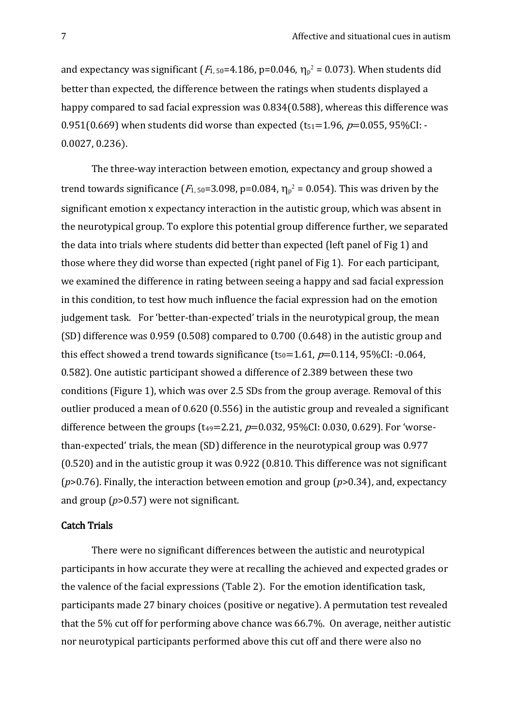and expectancy was significant ($F_{1,50}$=4.186, p=0.046, $\eta_p^2$ = 0.073). When students did better than expected, the difference between the ratings when students displayed a happy compared to sad facial expression was 0.834(0.588), whereas this difference was 0.951(0.669) when students did worse than expected ($t_{51}$=1.96, $p$=0.055, 95%CI: -0.0027, 0.236).

The three-way interaction between emotion, expectancy and group showed a trend towards significance ($F_{1,50}$=3.098, p=0.084, $\eta_p^2$ = 0.054). This was driven by the significant emotion x expectancy interaction in the autistic group, which was absent in the neurotypical group. To explore this potential group difference further, we separated the data into trials where students did better than expected (left panel of Fig 1) and those where they did worse than expected (right panel of Fig 1). For each participant, we examined the difference in rating between seeing a happy and sad facial expression in this condition, to test how much influence the facial expression had on the emotion judgement task. For 'better-than-expected' trials in the neurotypical group, the mean (SD) difference was 0.959 (0.508) compared to 0.700 (0.648) in the autistic group and this effect showed a trend towards significance ($t_{50}$=1.61, $p$=0.114, 95%CI: -0.064, 0.582). One autistic participant showed a difference of 2.389 between these two conditions (Figure 1), which was over 2.5 SDs from the group average. Removal of this outlier produced a mean of 0.620 (0.556) in the autistic group and revealed a significant difference between the groups ($t_{49}$=2.21, $p$=0.032, 95%CI: 0.030, 0.629). For 'worse-than-expected' trials, the mean (SD) difference in the neurotypical group was 0.977 (0.520) and in the autistic group it was 0.922 (0.810. This difference was not significant ($p$>0.76). Finally, the interaction between emotion and group ($p$>0.34), and, expectancy and group ($p$>0.57) were not significant.

### Catch Trials

There were no significant differences between the autistic and neurotypical participants in how accurate they were at recalling the achieved and expected grades or the valence of the facial expressions (Table 2). For the emotion identification task, participants made 27 binary choices (positive or negative). A permutation test revealed that the 5% cut off for performing above chance was 66.7%. On average, neither autistic nor neurotypical participants performed above this cut off and there were also no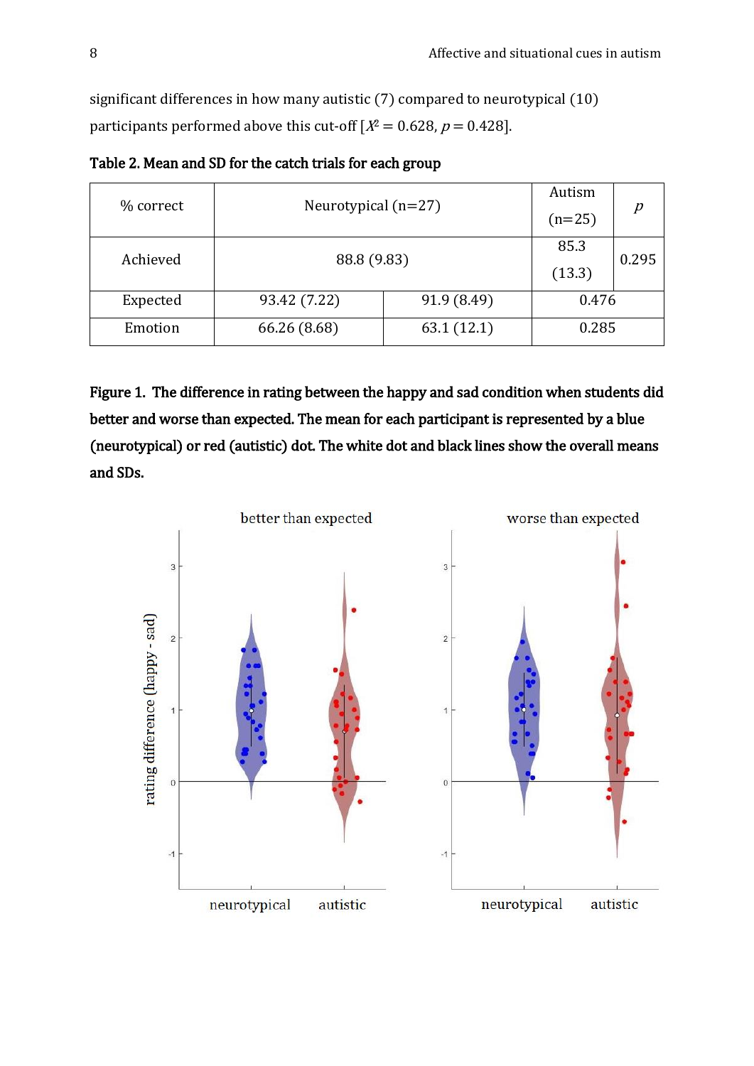significant differences in how many autistic (7) compared to neurotypical (10) participants performed above this cut-off [$X^2 = 0.628$, $p = 0.428$].

**Table 2. Mean and SD for the catch trials for each group**

| % correct | Neurotypical (n=27) | | Autism (n=25) | *p* |
|---|---|---|---|---|
| Achieved | 88.8 (9.83) | | 85.3 (13.3) | 0.295 |
| Expected | 93.42 (7.22) | 91.9 (8.49) | 0.476 | |
| Emotion | 66.26 (8.68) | 63.1 (12.1) | 0.285 | |

**Figure 1. The difference in rating between the happy and sad condition when students did better and worse than expected. The mean for each participant is represented by a blue (neurotypical) or red (autistic) dot. The white dot and black lines show the overall means and SDs.**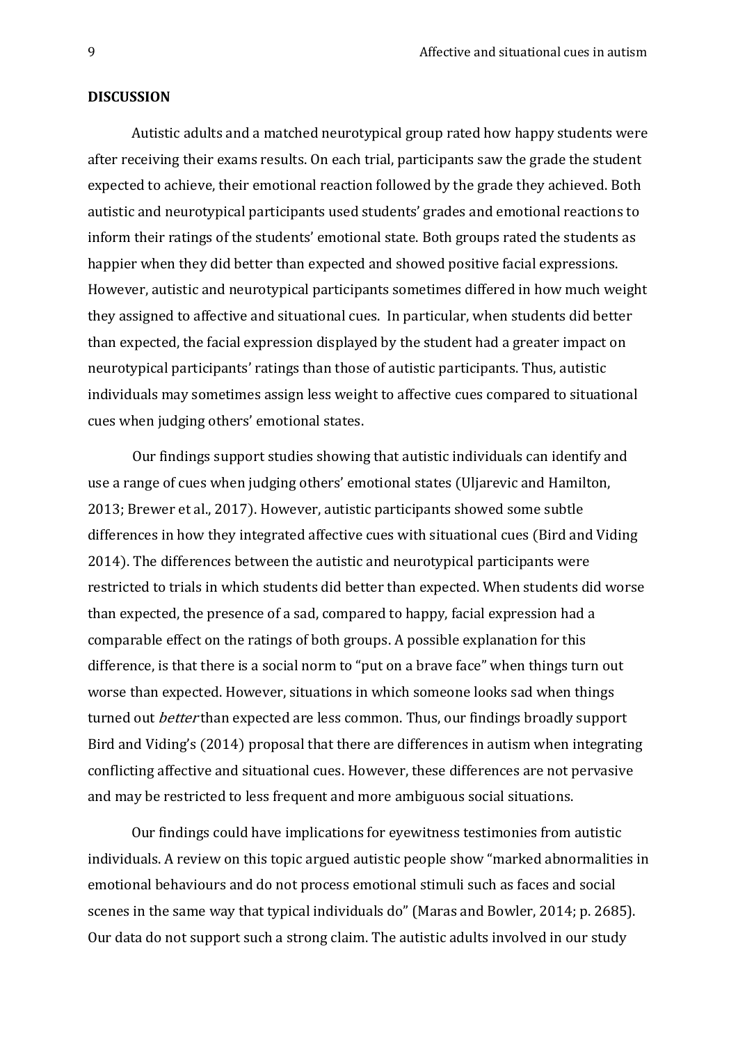**DISCUSSION**

Autistic adults and a matched neurotypical group rated how happy students were after receiving their exams results. On each trial, participants saw the grade the student expected to achieve, their emotional reaction followed by the grade they achieved. Both autistic and neurotypical participants used students' grades and emotional reactions to inform their ratings of the students' emotional state. Both groups rated the students as happier when they did better than expected and showed positive facial expressions. However, autistic and neurotypical participants sometimes differed in how much weight they assigned to affective and situational cues. In particular, when students did better than expected, the facial expression displayed by the student had a greater impact on neurotypical participants' ratings than those of autistic participants. Thus, autistic individuals may sometimes assign less weight to affective cues compared to situational cues when judging others' emotional states.

Our findings support studies showing that autistic individuals can identify and use a range of cues when judging others' emotional states (Uljarevic and Hamilton, 2013; Brewer et al., 2017). However, autistic participants showed some subtle differences in how they integrated affective cues with situational cues (Bird and Viding 2014). The differences between the autistic and neurotypical participants were restricted to trials in which students did better than expected. When students did worse than expected, the presence of a sad, compared to happy, facial expression had a comparable effect on the ratings of both groups. A possible explanation for this difference, is that there is a social norm to "put on a brave face" when things turn out worse than expected. However, situations in which someone looks sad when things turned out *better* than expected are less common. Thus, our findings broadly support Bird and Viding's (2014) proposal that there are differences in autism when integrating conflicting affective and situational cues. However, these differences are not pervasive and may be restricted to less frequent and more ambiguous social situations.

Our findings could have implications for eyewitness testimonies from autistic individuals. A review on this topic argued autistic people show "marked abnormalities in emotional behaviours and do not process emotional stimuli such as faces and social scenes in the same way that typical individuals do" (Maras and Bowler, 2014; p. 2685). Our data do not support such a strong claim. The autistic adults involved in our study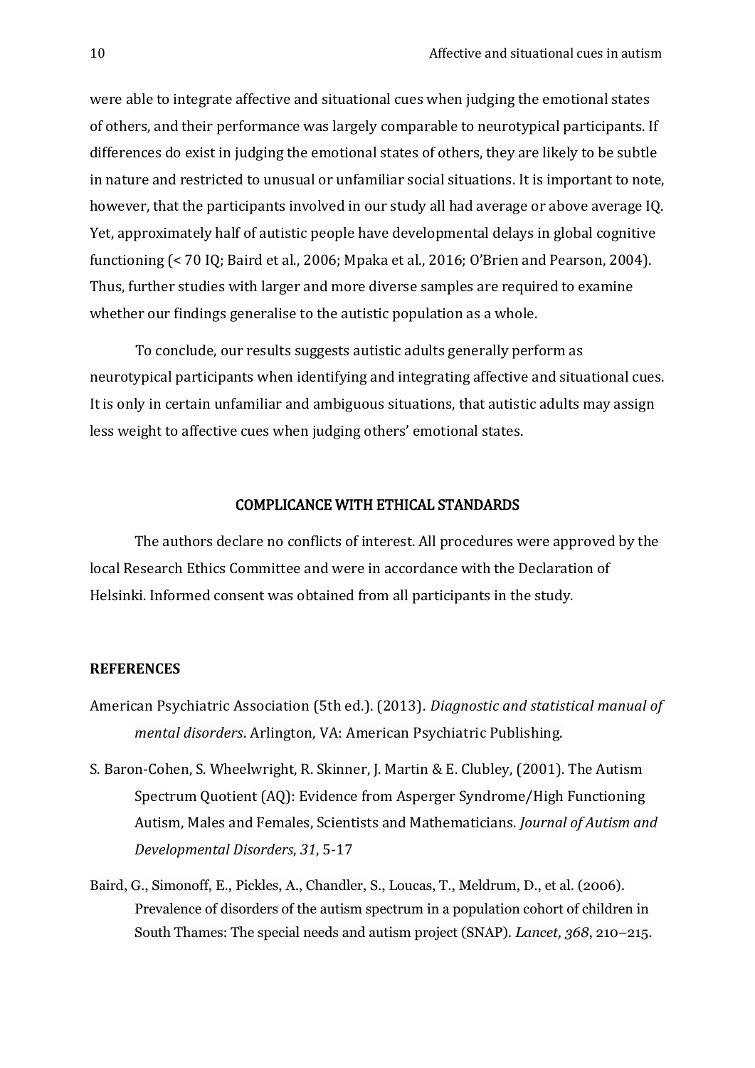were able to integrate affective and situational cues when judging the emotional states of others, and their performance was largely comparable to neurotypical participants. If differences do exist in judging the emotional states of others, they are likely to be subtle in nature and restricted to unusual or unfamiliar social situations. It is important to note, however, that the participants involved in our study all had average or above average IQ. Yet, approximately half of autistic people have developmental delays in global cognitive functioning (< 70 IQ; Baird et al., 2006; Mpaka et al., 2016; O'Brien and Pearson, 2004). Thus, further studies with larger and more diverse samples are required to examine whether our findings generalise to the autistic population as a whole.

To conclude, our results suggests autistic adults generally perform as neurotypical participants when identifying and integrating affective and situational cues. It is only in certain unfamiliar and ambiguous situations, that autistic adults may assign less weight to affective cues when judging others' emotional states.

## COMPLICANCE WITH ETHICAL STANDARDS

The authors declare no conflicts of interest. All procedures were approved by the local Research Ethics Committee and were in accordance with the Declaration of Helsinki. Informed consent was obtained from all participants in the study.

## REFERENCES

American Psychiatric Association (5th ed.). (2013). *Diagnostic and statistical manual of mental disorders*. Arlington, VA: American Psychiatric Publishing.

S. Baron-Cohen, S. Wheelwright, R. Skinner, J. Martin & E. Clubley, (2001). The Autism Spectrum Quotient (AQ): Evidence from Asperger Syndrome/High Functioning Autism, Males and Females, Scientists and Mathematicians. *Journal of Autism and Developmental Disorders*, *31*, 5-17

Baird, G., Simonoff, E., Pickles, A., Chandler, S., Loucas, T., Meldrum, D., et al. (2006). Prevalence of disorders of the autism spectrum in a population cohort of children in South Thames: The special needs and autism project (SNAP). *Lancet*, *368*, 210–215.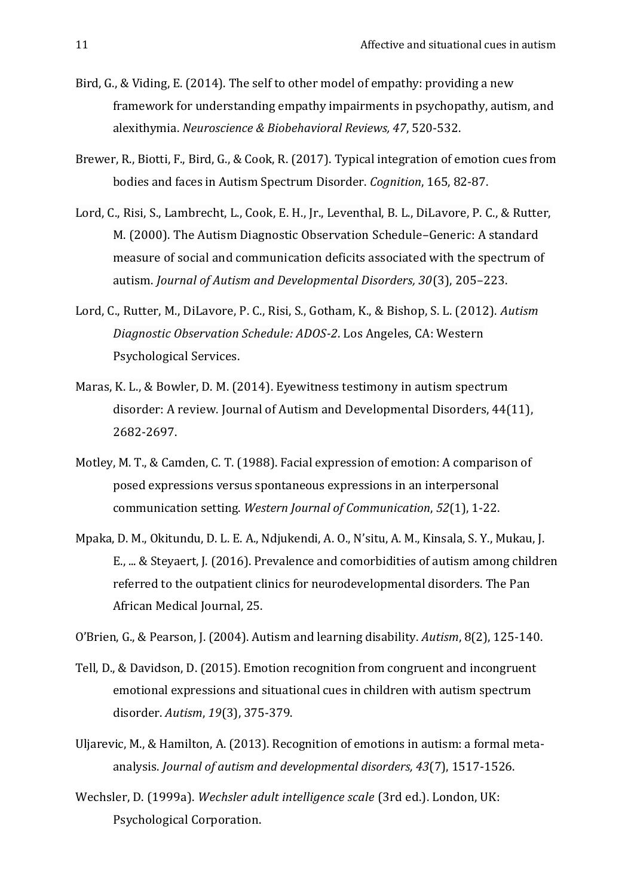Bird, G., & Viding, E. (2014). The self to other model of empathy: providing a new framework for understanding empathy impairments in psychopathy, autism, and alexithymia. *Neuroscience & Biobehavioral Reviews, 47*, 520-532.

Brewer, R., Biotti, F., Bird, G., & Cook, R. (2017). Typical integration of emotion cues from bodies and faces in Autism Spectrum Disorder. *Cognition*, 165, 82-87.

Lord, C., Risi, S., Lambrecht, L., Cook, E. H., Jr., Leventhal, B. L., DiLavore, P. C., & Rutter, M. (2000). The Autism Diagnostic Observation Schedule–Generic: A standard measure of social and communication deficits associated with the spectrum of autism. *Journal of Autism and Developmental Disorders, 30*(3), 205–223.

Lord, C., Rutter, M., DiLavore, P. C., Risi, S., Gotham, K., & Bishop, S. L. (2012). *Autism Diagnostic Observation Schedule: ADOS-2*. Los Angeles, CA: Western Psychological Services.

Maras, K. L., & Bowler, D. M. (2014). Eyewitness testimony in autism spectrum disorder: A review. Journal of Autism and Developmental Disorders, 44(11), 2682-2697.

Motley, M. T., & Camden, C. T. (1988). Facial expression of emotion: A comparison of posed expressions versus spontaneous expressions in an interpersonal communication setting. *Western Journal of Communication*, *52*(1), 1-22.

Mpaka, D. M., Okitundu, D. L. E. A., Ndjukendi, A. O., N'situ, A. M., Kinsala, S. Y., Mukau, J. E., ... & Steyaert, J. (2016). Prevalence and comorbidities of autism among children referred to the outpatient clinics for neurodevelopmental disorders. The Pan African Medical Journal, 25.

O'Brien, G., & Pearson, J. (2004). Autism and learning disability. *Autism*, 8(2), 125-140.

Tell, D., & Davidson, D. (2015). Emotion recognition from congruent and incongruent emotional expressions and situational cues in children with autism spectrum disorder. *Autism*, *19*(3), 375-379.

Uljarevic, M., & Hamilton, A. (2013). Recognition of emotions in autism: a formal meta-analysis. *Journal of autism and developmental disorders, 43*(7), 1517-1526.

Wechsler, D. (1999a). *Wechsler adult intelligence scale* (3rd ed.). London, UK: Psychological Corporation.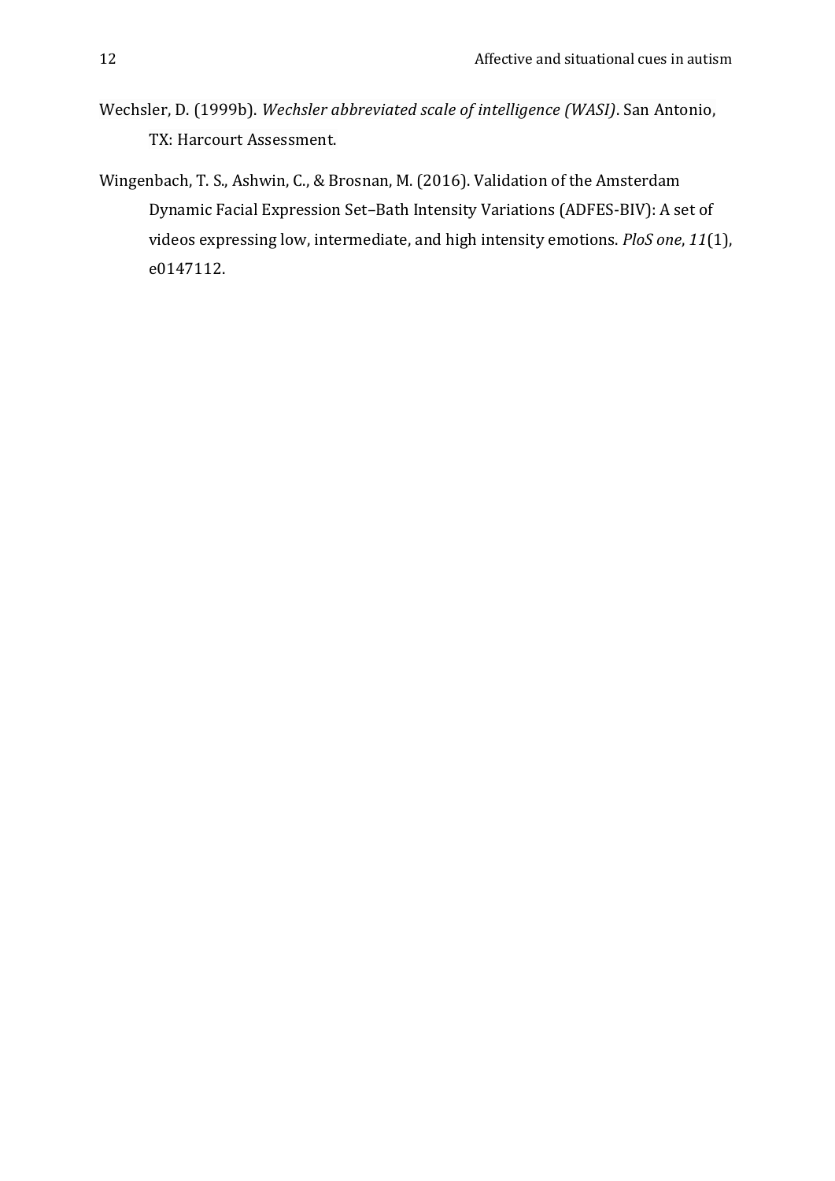Wechsler, D. (1999b). *Wechsler abbreviated scale of intelligence (WASI)*. San Antonio, TX: Harcourt Assessment.

Wingenbach, T. S., Ashwin, C., & Brosnan, M. (2016). Validation of the Amsterdam Dynamic Facial Expression Set–Bath Intensity Variations (ADFES-BIV): A set of videos expressing low, intermediate, and high intensity emotions. *PloS one*, *11*(1), e0147112.